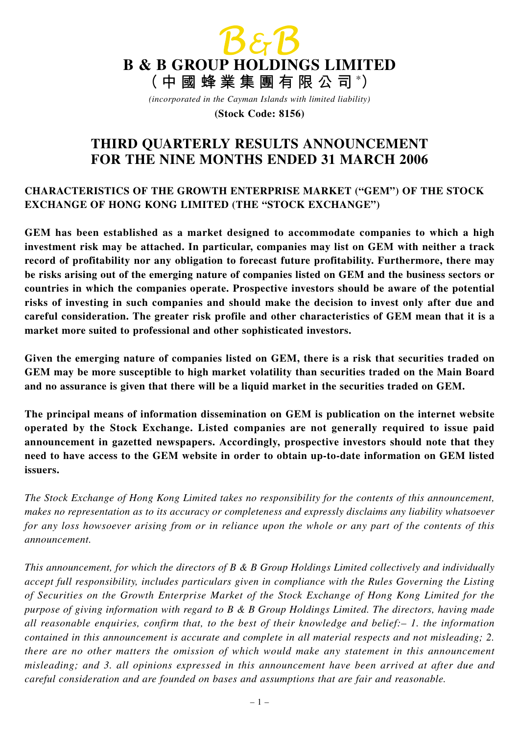# B & B GROUP HOLDINGS LIMITED

**（中國蜂業集團有限公司*）**

*(incorporated in the Cayman Islands with limited liability)*

**(Stock Code: 8156)**

## THIRD QUARTERLY RESULTS ANNOUNCEMENT FOR THE NINE MONTHS ENDED 31 MARCH 2006

### CHARACTERISTICS OF THE GROWTH ENTERPRISE MARKET ("GEM") OF THE STOCK EXCHANGE OF HONG KONG LIMITED (THE "STOCK EXCHANGE")

**GEM has been established as a market designed to accommodate companies to which a high investment risk may be attached. In particular, companies may list on GEM with neither a track record of profitability nor any obligation to forecast future profitability. Furthermore, there may be risks arising out of the emerging nature of companies listed on GEM and the business sectors or countries in which the companies operate. Prospective investors should be aware of the potential risks of investing in such companies and should make the decision to invest only after due and careful consideration. The greater risk profile and other characteristics of GEM mean that it is a market more suited to professional and other sophisticated investors.**

**Given the emerging nature of companies listed on GEM, there is a risk that securities traded on GEM may be more susceptible to high market volatility than securities traded on the Main Board and no assurance is given that there will be a liquid market in the securities traded on GEM.**

**The principal means of information dissemination on GEM is publication on the internet website operated by the Stock Exchange. Listed companies are not generally required to issue paid announcement in gazetted newspapers. Accordingly, prospective investors should note that they need to have access to the GEM website in order to obtain up-to-date information on GEM listed issuers.**

*The Stock Exchange of Hong Kong Limited takes no responsibility for the contents of this announcement, makes no representation as to its accuracy or completeness and expressly disclaims any liability whatsoever for any loss howsoever arising from or in reliance upon the whole or any part of the contents of this announcement.*

*This announcement, for which the directors of B & B Group Holdings Limited collectively and individually accept full responsibility, includes particulars given in compliance with the Rules Governing the Listing of Securities on the Growth Enterprise Market of the Stock Exchange of Hong Kong Limited for the purpose of giving information with regard to B & B Group Holdings Limited. The directors, having made all reasonable enquiries, confirm that, to the best of their knowledge and belief:– 1. the information contained in this announcement is accurate and complete in all material respects and not misleading; 2. there are no other matters the omission of which would make any statement in this announcement misleading; and 3. all opinions expressed in this announcement have been arrived at after due and careful consideration and are founded on bases and assumptions that are fair and reasonable.*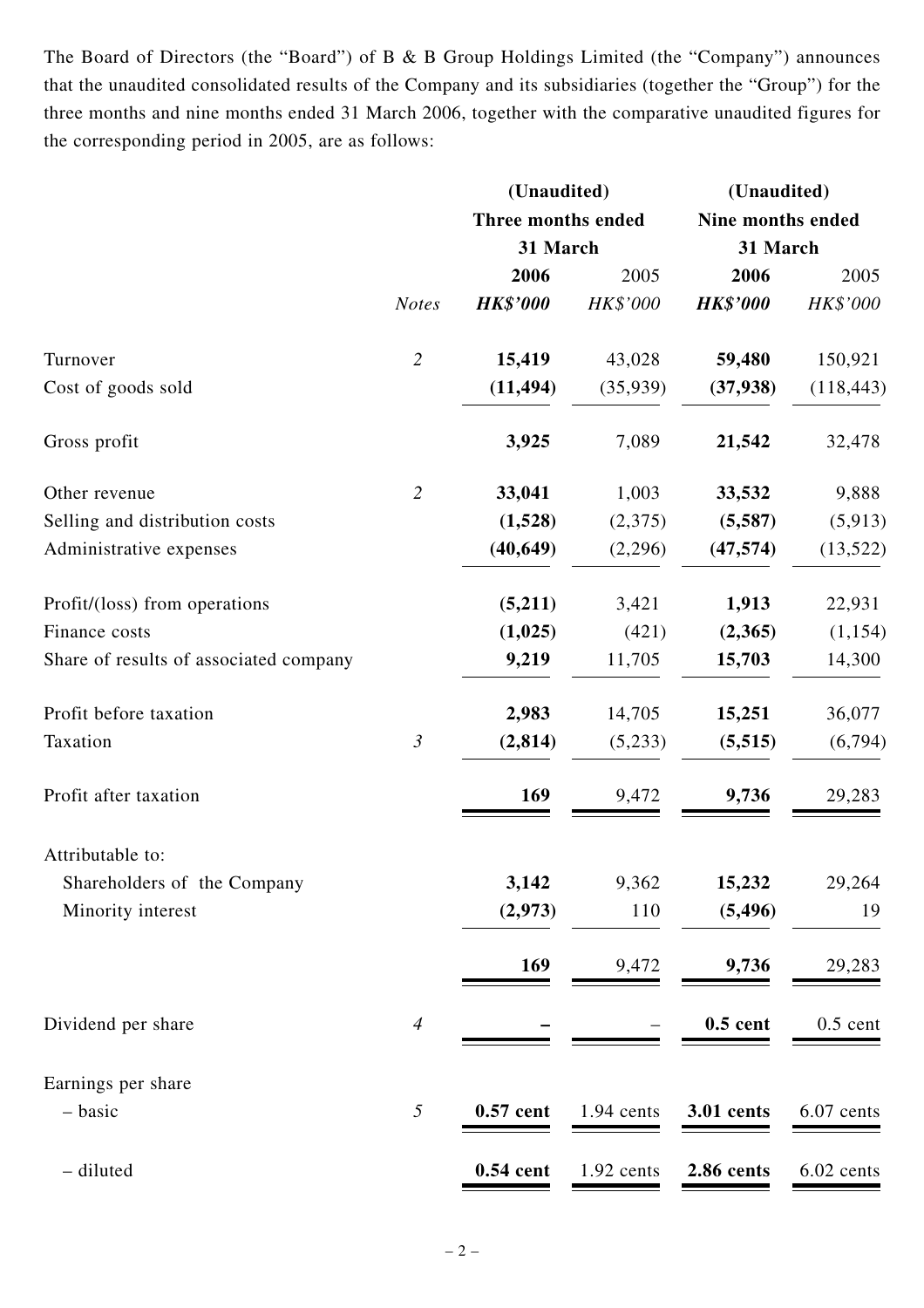The Board of Directors (the "Board") of B & B Group Holdings Limited (the "Company") announces that the unaudited consolidated results of the Company and its subsidiaries (together the "Group") for the three months and nine months ended 31 March 2006, together with the comparative unaudited figures for the corresponding period in 2005, are as follows:

| | | (Unaudited) Three months ended 31 March | | (Unaudited) Nine months ended 31 March | |
|---|---|---|---|---|---|
| | *Notes* | **2006** | 2005 | **2006** | 2005 |
| | | ***HK$'000*** | *HK$'000* | ***HK$'000*** | *HK$'000* |
| Turnover | *2* | **15,419** | 43,028 | **59,480** | 150,921 |
| Cost of goods sold | | **(11,494)** | (35,939) | **(37,938)** | (118,443) |
| Gross profit | | **3,925** | 7,089 | **21,542** | 32,478 |
| Other revenue | *2* | **33,041** | 1,003 | **33,532** | 9,888 |
| Selling and distribution costs | | **(1,528)** | (2,375) | **(5,587)** | (5,913) |
| Administrative expenses | | **(40,649)** | (2,296) | **(47,574)** | (13,522) |
| Profit/(loss) from operations | | **(5,211)** | 3,421 | **1,913** | 22,931 |
| Finance costs | | **(1,025)** | (421) | **(2,365)** | (1,154) |
| Share of results of associated company | | **9,219** | 11,705 | **15,703** | 14,300 |
| Profit before taxation | | **2,983** | 14,705 | **15,251** | 36,077 |
| Taxation | *3* | **(2,814)** | (5,233) | **(5,515)** | (6,794) |
| Profit after taxation | | **169** | 9,472 | **9,736** | 29,283 |
| Attributable to: | | | | | |
| Shareholders of the Company | | **3,142** | 9,362 | **15,232** | 29,264 |
| Minority interest | | **(2,973)** | 110 | **(5,496)** | 19 |
| | | **169** | 9,472 | **9,736** | 29,283 |
| Dividend per share | *4* | **–** | – | **0.5 cent** | 0.5 cent |
| Earnings per share | | | | | |
| – basic | *5* | **0.57 cent** | 1.94 cents | **3.01 cents** | 6.07 cents |
| – diluted | | **0.54 cent** | 1.92 cents | **2.86 cents** | 6.02 cents |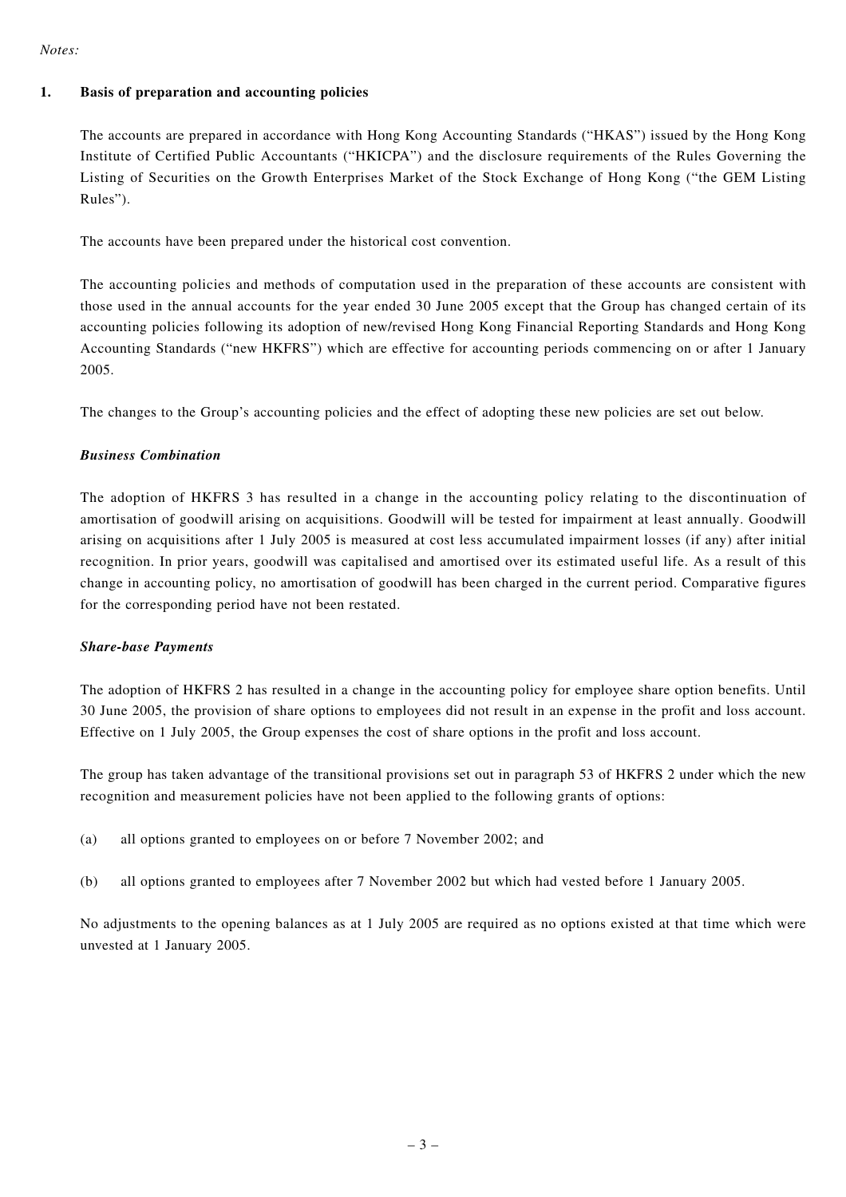*Notes:*

## 1. Basis of preparation and accounting policies

The accounts are prepared in accordance with Hong Kong Accounting Standards ("HKAS") issued by the Hong Kong Institute of Certified Public Accountants ("HKICPA") and the disclosure requirements of the Rules Governing the Listing of Securities on the Growth Enterprises Market of the Stock Exchange of Hong Kong ("the GEM Listing Rules").

The accounts have been prepared under the historical cost convention.

The accounting policies and methods of computation used in the preparation of these accounts are consistent with those used in the annual accounts for the year ended 30 June 2005 except that the Group has changed certain of its accounting policies following its adoption of new/revised Hong Kong Financial Reporting Standards and Hong Kong Accounting Standards ("new HKFRS") which are effective for accounting periods commencing on or after 1 January 2005.

The changes to the Group's accounting policies and the effect of adopting these new policies are set out below.

***Business Combination***

The adoption of HKFRS 3 has resulted in a change in the accounting policy relating to the discontinuation of amortisation of goodwill arising on acquisitions. Goodwill will be tested for impairment at least annually. Goodwill arising on acquisitions after 1 July 2005 is measured at cost less accumulated impairment losses (if any) after initial recognition. In prior years, goodwill was capitalised and amortised over its estimated useful life. As a result of this change in accounting policy, no amortisation of goodwill has been charged in the current period. Comparative figures for the corresponding period have not been restated.

***Share-base Payments***

The adoption of HKFRS 2 has resulted in a change in the accounting policy for employee share option benefits. Until 30 June 2005, the provision of share options to employees did not result in an expense in the profit and loss account. Effective on 1 July 2005, the Group expenses the cost of share options in the profit and loss account.

The group has taken advantage of the transitional provisions set out in paragraph 53 of HKFRS 2 under which the new recognition and measurement policies have not been applied to the following grants of options:

(a) all options granted to employees on or before 7 November 2002; and

(b) all options granted to employees after 7 November 2002 but which had vested before 1 January 2005.

No adjustments to the opening balances as at 1 July 2005 are required as no options existed at that time which were unvested at 1 January 2005.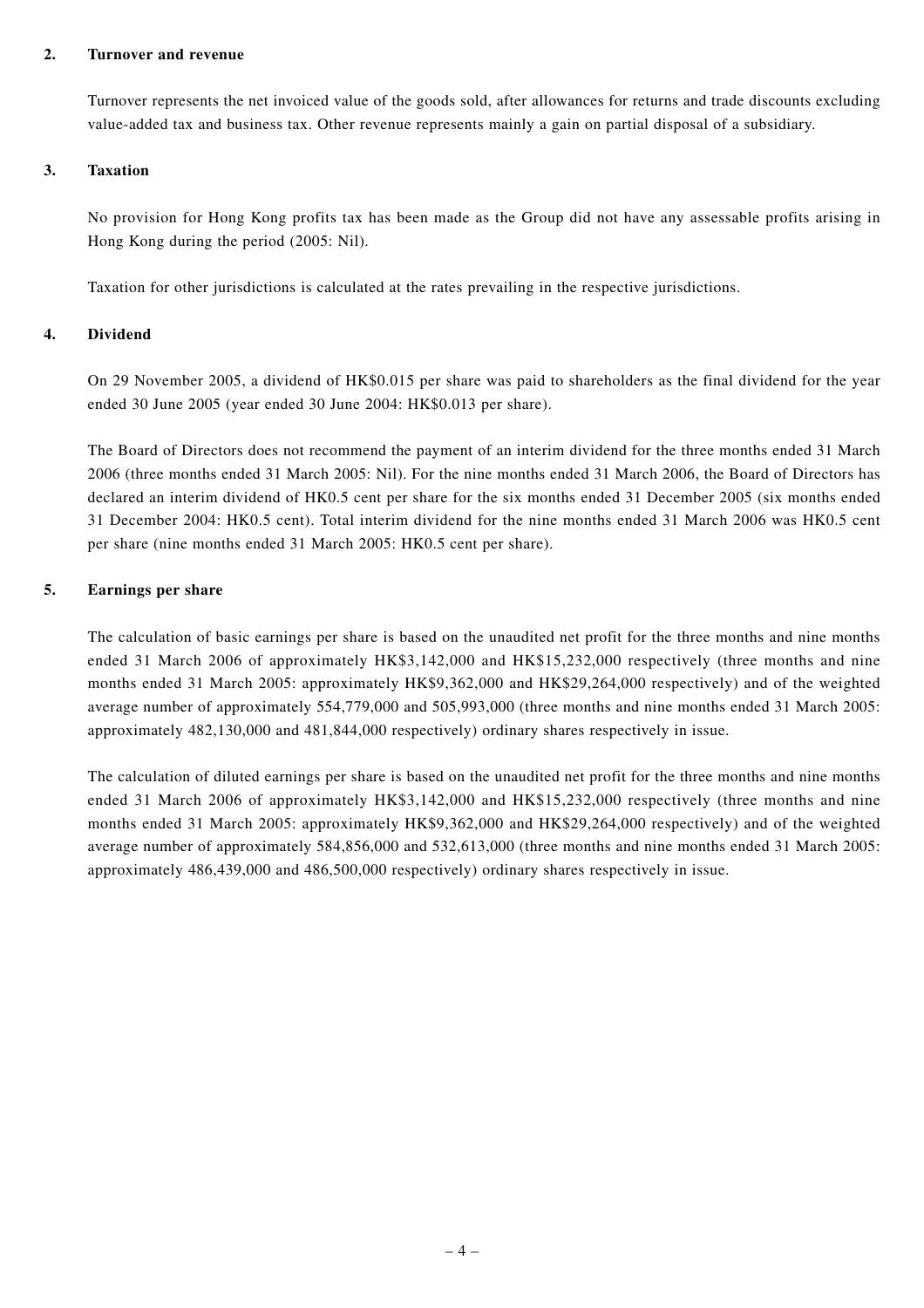## 2. Turnover and revenue

Turnover represents the net invoiced value of the goods sold, after allowances for returns and trade discounts excluding value-added tax and business tax. Other revenue represents mainly a gain on partial disposal of a subsidiary.

## 3. Taxation

No provision for Hong Kong profits tax has been made as the Group did not have any assessable profits arising in Hong Kong during the period (2005: Nil).

Taxation for other jurisdictions is calculated at the rates prevailing in the respective jurisdictions.

## 4. Dividend

On 29 November 2005, a dividend of HK$0.015 per share was paid to shareholders as the final dividend for the year ended 30 June 2005 (year ended 30 June 2004: HK$0.013 per share).

The Board of Directors does not recommend the payment of an interim dividend for the three months ended 31 March 2006 (three months ended 31 March 2005: Nil). For the nine months ended 31 March 2006, the Board of Directors has declared an interim dividend of HK0.5 cent per share for the six months ended 31 December 2005 (six months ended 31 December 2004: HK0.5 cent). Total interim dividend for the nine months ended 31 March 2006 was HK0.5 cent per share (nine months ended 31 March 2005: HK0.5 cent per share).

## 5. Earnings per share

The calculation of basic earnings per share is based on the unaudited net profit for the three months and nine months ended 31 March 2006 of approximately HK$3,142,000 and HK$15,232,000 respectively (three months and nine months ended 31 March 2005: approximately HK$9,362,000 and HK$29,264,000 respectively) and of the weighted average number of approximately 554,779,000 and 505,993,000 (three months and nine months ended 31 March 2005: approximately 482,130,000 and 481,844,000 respectively) ordinary shares respectively in issue.

The calculation of diluted earnings per share is based on the unaudited net profit for the three months and nine months ended 31 March 2006 of approximately HK$3,142,000 and HK$15,232,000 respectively (three months and nine months ended 31 March 2005: approximately HK$9,362,000 and HK$29,264,000 respectively) and of the weighted average number of approximately 584,856,000 and 532,613,000 (three months and nine months ended 31 March 2005: approximately 486,439,000 and 486,500,000 respectively) ordinary shares respectively in issue.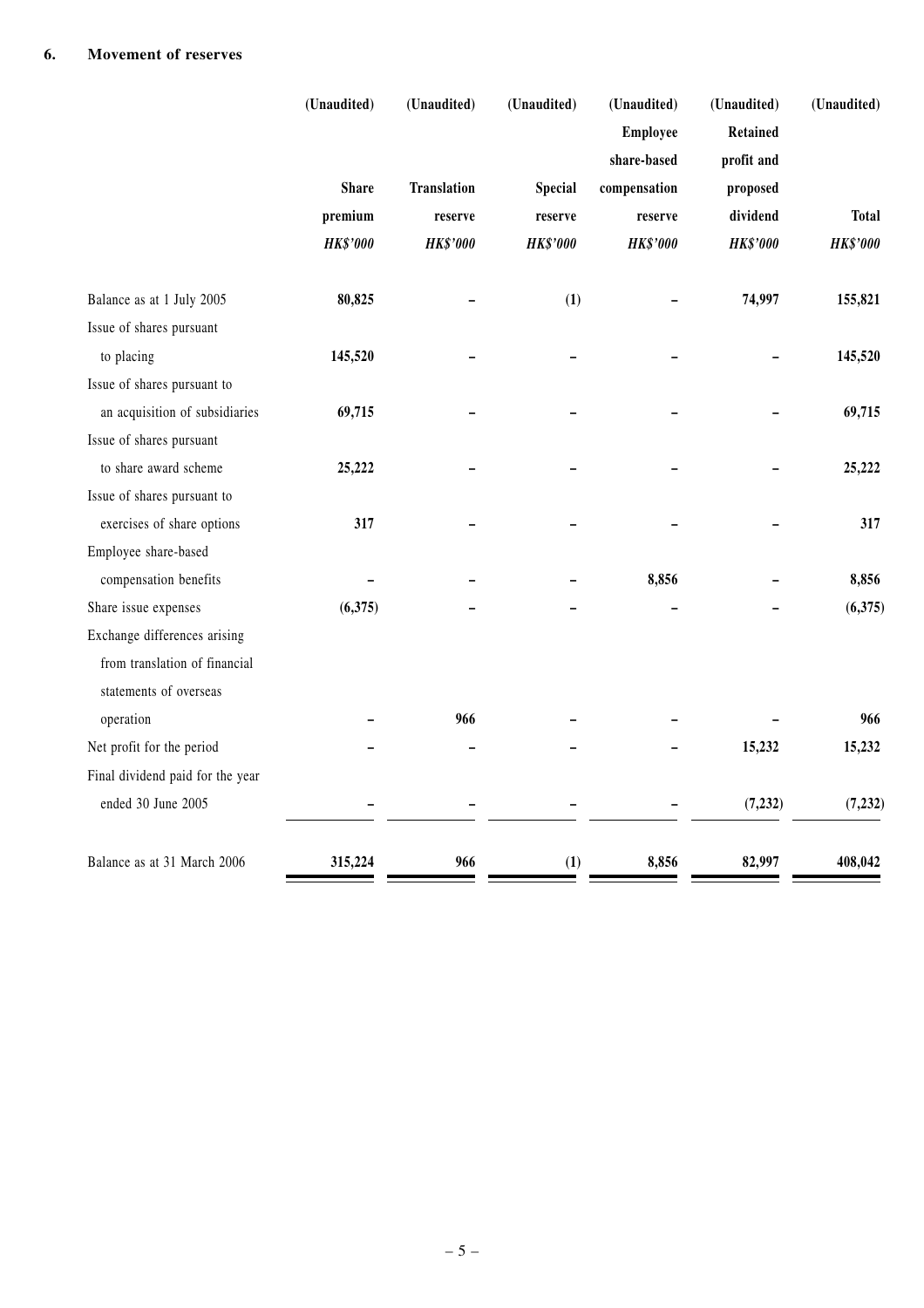## 6. Movement of reserves

| | (Unaudited) Share premium HK$'000 | (Unaudited) Translation reserve HK$'000 | (Unaudited) Special reserve HK$'000 | (Unaudited) Employee share-based compensation reserve HK$'000 | (Unaudited) Retained profit and proposed dividend HK$'000 | (Unaudited) Total HK$'000 |
|---|---|---|---|---|---|---|
| Balance as at 1 July 2005 | **80,825** | – | **(1)** | – | **74,997** | **155,821** |
| Issue of shares pursuant to placing | **145,520** | – | – | – | – | **145,520** |
| Issue of shares pursuant to an acquisition of subsidiaries | **69,715** | – | – | – | – | **69,715** |
| Issue of shares pursuant to share award scheme | **25,222** | – | – | – | – | **25,222** |
| Issue of shares pursuant to exercises of share options | **317** | – | – | – | – | **317** |
| Employee share-based compensation benefits | – | – | – | **8,856** | – | **8,856** |
| Share issue expenses | **(6,375)** | – | – | – | – | **(6,375)** |
| Exchange differences arising from translation of financial statements of overseas operation | – | **966** | – | – | – | **966** |
| Net profit for the period | – | – | – | – | **15,232** | **15,232** |
| Final dividend paid for the year ended 30 June 2005 | – | – | – | – | **(7,232)** | **(7,232)** |
| Balance as at 31 March 2006 | **315,224** | **966** | **(1)** | **8,856** | **82,997** | **408,042** |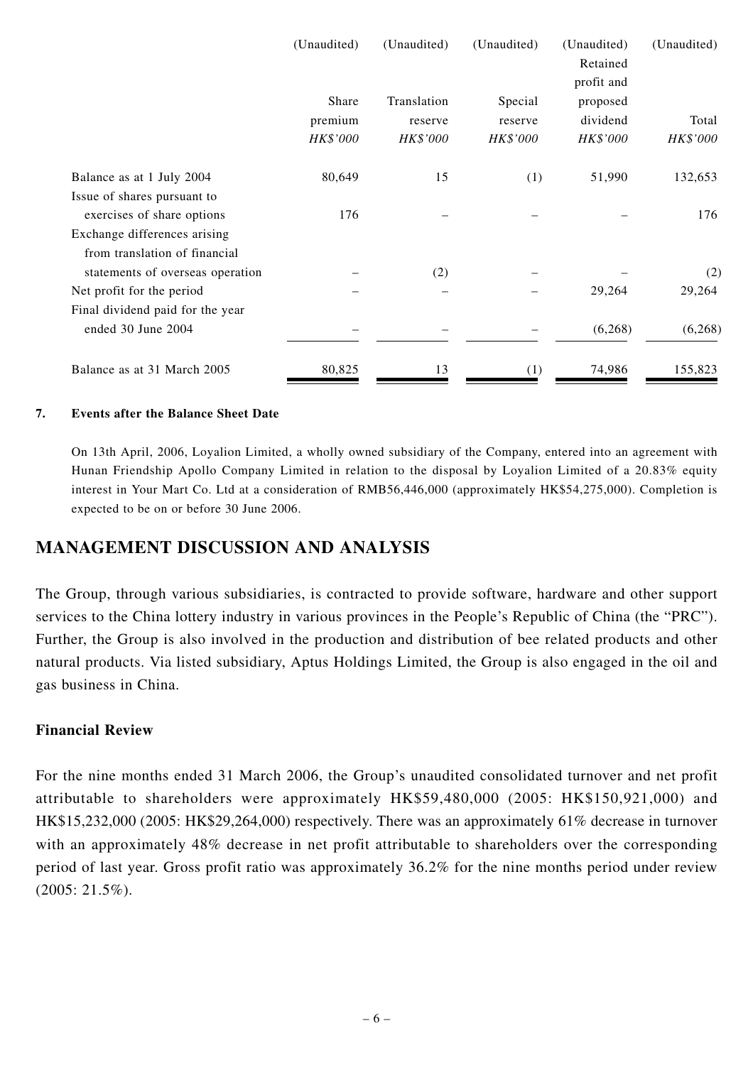| | (Unaudited) | (Unaudited) | (Unaudited) | (Unaudited) | (Unaudited) |
|---|---|---|---|---|---|
| | Share premium | Translation reserve | Special reserve | Retained profit and proposed dividend | Total |
| | *HK$'000* | *HK$'000* | *HK$'000* | *HK$'000* | *HK$'000* |
| Balance as at 1 July 2004 | 80,649 | 15 | (1) | 51,990 | 132,653 |
| Issue of shares pursuant to exercises of share options | 176 | – | – | – | 176 |
| Exchange differences arising from translation of financial statements of overseas operation | – | (2) | – | – | (2) |
| Net profit for the period | – | – | – | 29,264 | 29,264 |
| Final dividend paid for the year ended 30 June 2004 | – | – | – | (6,268) | (6,268) |
| Balance as at 31 March 2005 | 80,825 | 13 | (1) | 74,986 | 155,823 |

**7. Events after the Balance Sheet Date**

On 13th April, 2006, Loyalion Limited, a wholly owned subsidiary of the Company, entered into an agreement with Hunan Friendship Apollo Company Limited in relation to the disposal by Loyalion Limited of a 20.83% equity interest in Your Mart Co. Ltd at a consideration of RMB56,446,000 (approximately HK$54,275,000). Completion is expected to be on or before 30 June 2006.

## MANAGEMENT DISCUSSION AND ANALYSIS

The Group, through various subsidiaries, is contracted to provide software, hardware and other support services to the China lottery industry in various provinces in the People's Republic of China (the "PRC"). Further, the Group is also involved in the production and distribution of bee related products and other natural products. Via listed subsidiary, Aptus Holdings Limited, the Group is also engaged in the oil and gas business in China.

**Financial Review**

For the nine months ended 31 March 2006, the Group's unaudited consolidated turnover and net profit attributable to shareholders were approximately HK$59,480,000 (2005: HK$150,921,000) and HK$15,232,000 (2005: HK$29,264,000) respectively. There was an approximately 61% decrease in turnover with an approximately 48% decrease in net profit attributable to shareholders over the corresponding period of last year. Gross profit ratio was approximately 36.2% for the nine months period under review (2005: 21.5%).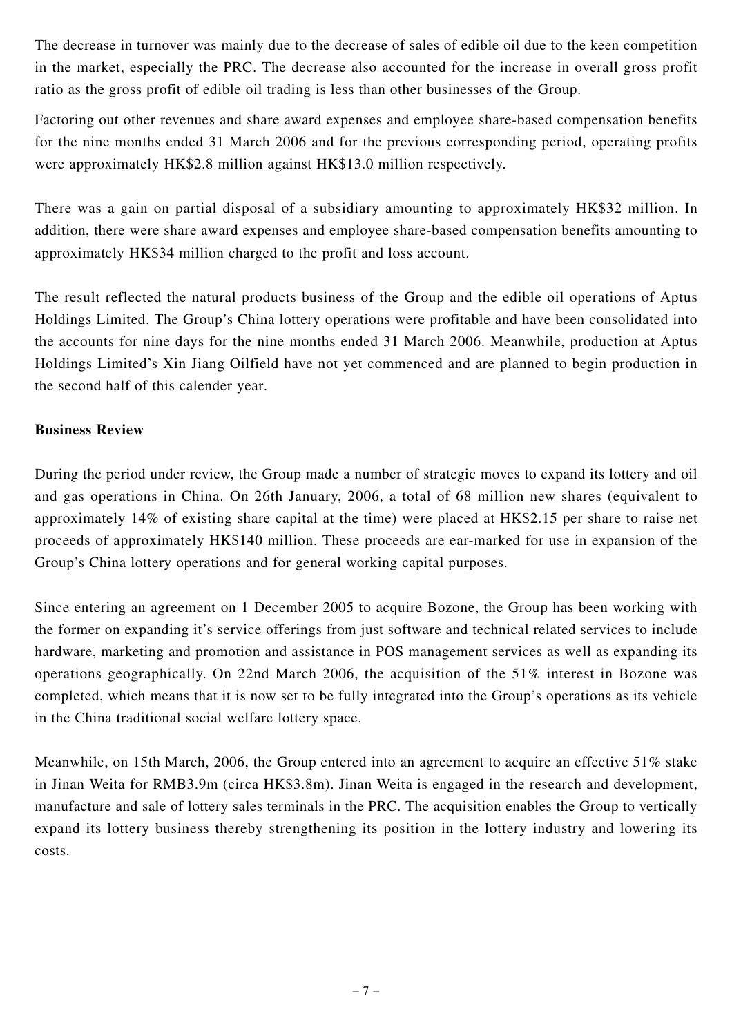The decrease in turnover was mainly due to the decrease of sales of edible oil due to the keen competition in the market, especially the PRC. The decrease also accounted for the increase in overall gross profit ratio as the gross profit of edible oil trading is less than other businesses of the Group.

Factoring out other revenues and share award expenses and employee share-based compensation benefits for the nine months ended 31 March 2006 and for the previous corresponding period, operating profits were approximately HK$2.8 million against HK$13.0 million respectively.

There was a gain on partial disposal of a subsidiary amounting to approximately HK$32 million. In addition, there were share award expenses and employee share-based compensation benefits amounting to approximately HK$34 million charged to the profit and loss account.

The result reflected the natural products business of the Group and the edible oil operations of Aptus Holdings Limited. The Group's China lottery operations were profitable and have been consolidated into the accounts for nine days for the nine months ended 31 March 2006. Meanwhile, production at Aptus Holdings Limited's Xin Jiang Oilfield have not yet commenced and are planned to begin production in the second half of this calender year.

**Business Review**

During the period under review, the Group made a number of strategic moves to expand its lottery and oil and gas operations in China. On 26th January, 2006, a total of 68 million new shares (equivalent to approximately 14% of existing share capital at the time) were placed at HK$2.15 per share to raise net proceeds of approximately HK$140 million. These proceeds are ear-marked for use in expansion of the Group's China lottery operations and for general working capital purposes.

Since entering an agreement on 1 December 2005 to acquire Bozone, the Group has been working with the former on expanding it's service offerings from just software and technical related services to include hardware, marketing and promotion and assistance in POS management services as well as expanding its operations geographically. On 22nd March 2006, the acquisition of the 51% interest in Bozone was completed, which means that it is now set to be fully integrated into the Group's operations as its vehicle in the China traditional social welfare lottery space.

Meanwhile, on 15th March, 2006, the Group entered into an agreement to acquire an effective 51% stake in Jinan Weita for RMB3.9m (circa HK$3.8m). Jinan Weita is engaged in the research and development, manufacture and sale of lottery sales terminals in the PRC. The acquisition enables the Group to vertically expand its lottery business thereby strengthening its position in the lottery industry and lowering its costs.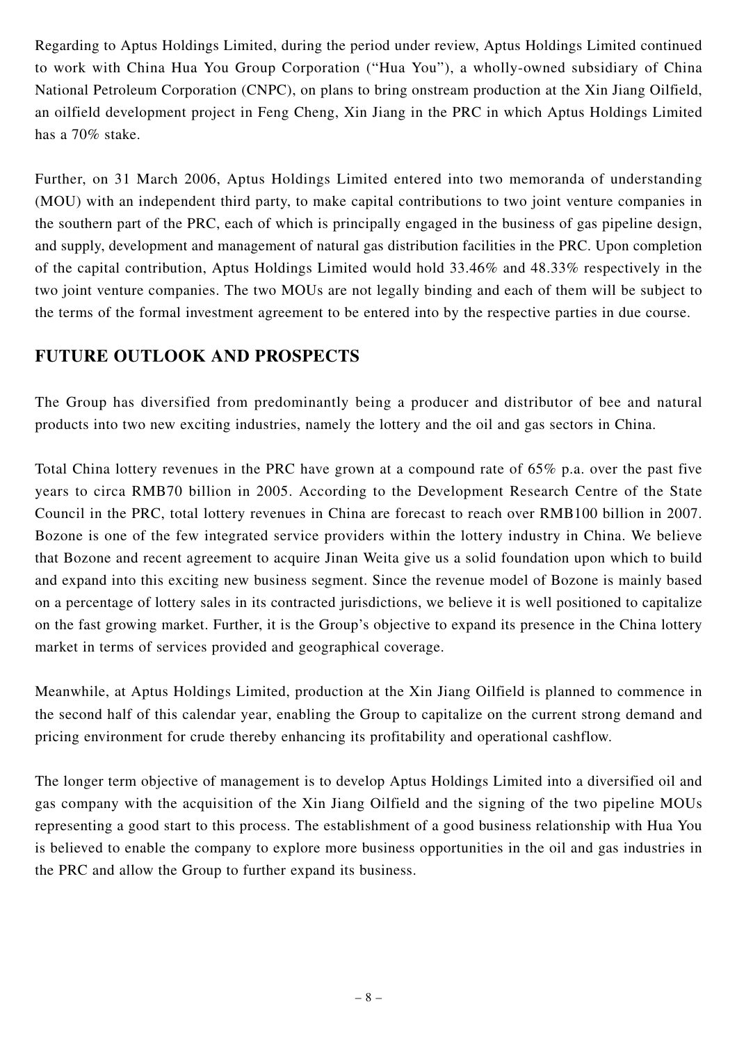Regarding to Aptus Holdings Limited, during the period under review, Aptus Holdings Limited continued to work with China Hua You Group Corporation ("Hua You"), a wholly-owned subsidiary of China National Petroleum Corporation (CNPC), on plans to bring onstream production at the Xin Jiang Oilfield, an oilfield development project in Feng Cheng, Xin Jiang in the PRC in which Aptus Holdings Limited has a 70% stake.

Further, on 31 March 2006, Aptus Holdings Limited entered into two memoranda of understanding (MOU) with an independent third party, to make capital contributions to two joint venture companies in the southern part of the PRC, each of which is principally engaged in the business of gas pipeline design, and supply, development and management of natural gas distribution facilities in the PRC. Upon completion of the capital contribution, Aptus Holdings Limited would hold 33.46% and 48.33% respectively in the two joint venture companies. The two MOUs are not legally binding and each of them will be subject to the terms of the formal investment agreement to be entered into by the respective parties in due course.

## FUTURE OUTLOOK AND PROSPECTS

The Group has diversified from predominantly being a producer and distributor of bee and natural products into two new exciting industries, namely the lottery and the oil and gas sectors in China.

Total China lottery revenues in the PRC have grown at a compound rate of 65% p.a. over the past five years to circa RMB70 billion in 2005. According to the Development Research Centre of the State Council in the PRC, total lottery revenues in China are forecast to reach over RMB100 billion in 2007. Bozone is one of the few integrated service providers within the lottery industry in China. We believe that Bozone and recent agreement to acquire Jinan Weita give us a solid foundation upon which to build and expand into this exciting new business segment. Since the revenue model of Bozone is mainly based on a percentage of lottery sales in its contracted jurisdictions, we believe it is well positioned to capitalize on the fast growing market. Further, it is the Group's objective to expand its presence in the China lottery market in terms of services provided and geographical coverage.

Meanwhile, at Aptus Holdings Limited, production at the Xin Jiang Oilfield is planned to commence in the second half of this calendar year, enabling the Group to capitalize on the current strong demand and pricing environment for crude thereby enhancing its profitability and operational cashflow.

The longer term objective of management is to develop Aptus Holdings Limited into a diversified oil and gas company with the acquisition of the Xin Jiang Oilfield and the signing of the two pipeline MOUs representing a good start to this process. The establishment of a good business relationship with Hua You is believed to enable the company to explore more business opportunities in the oil and gas industries in the PRC and allow the Group to further expand its business.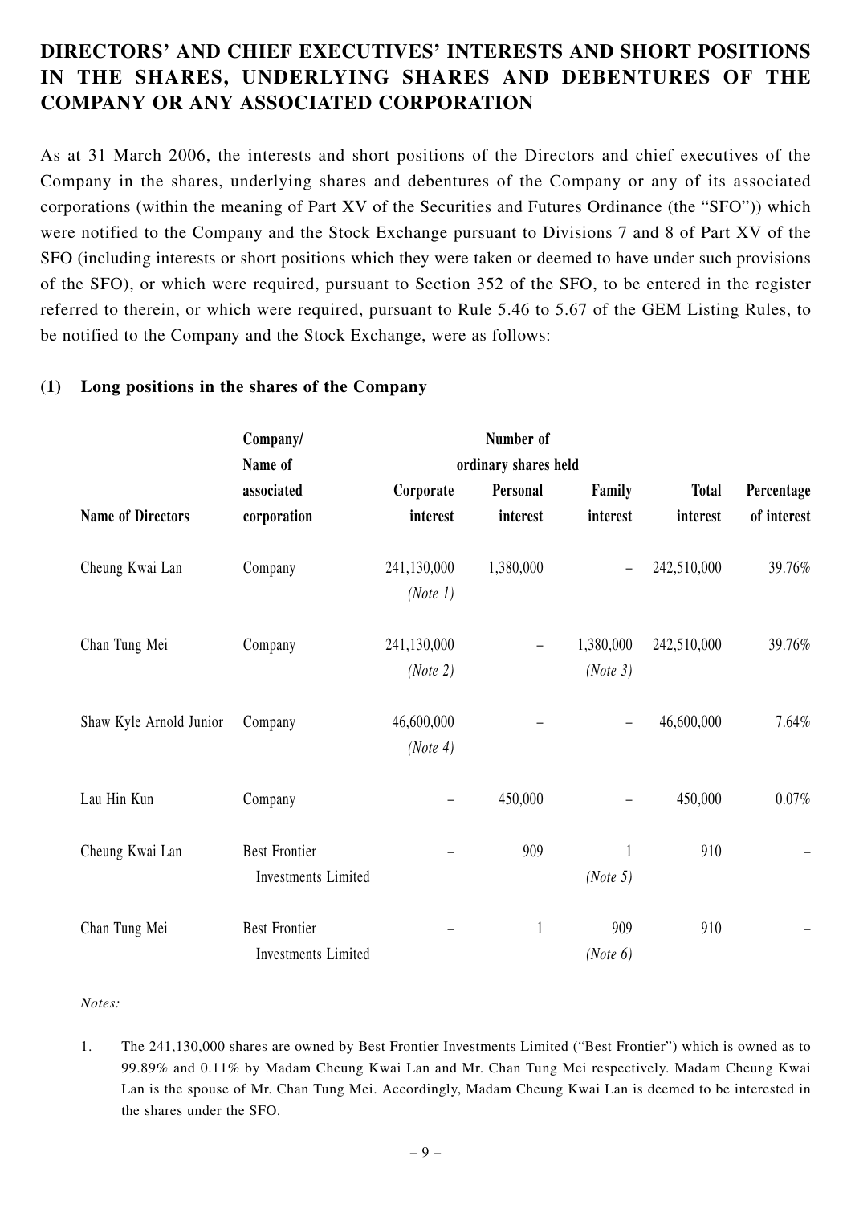## DIRECTORS' AND CHIEF EXECUTIVES' INTERESTS AND SHORT POSITIONS IN THE SHARES, UNDERLYING SHARES AND DEBENTURES OF THE COMPANY OR ANY ASSOCIATED CORPORATION

As at 31 March 2006, the interests and short positions of the Directors and chief executives of the Company in the shares, underlying shares and debentures of the Company or any of its associated corporations (within the meaning of Part XV of the Securities and Futures Ordinance (the "SFO")) which were notified to the Company and the Stock Exchange pursuant to Divisions 7 and 8 of Part XV of the SFO (including interests or short positions which they were taken or deemed to have under such provisions of the SFO), or which were required, pursuant to Section 352 of the SFO, to be entered in the register referred to therein, or which were required, pursuant to Rule 5.46 to 5.67 of the GEM Listing Rules, to be notified to the Company and the Stock Exchange, were as follows:

### (1) Long positions in the shares of the Company

| Name of Directors | Company/ Name of associated corporation | Number of ordinary shares held | | | | |
|---|---|---|---|---|---|---|
| | | Corporate interest | Personal interest | Family interest | Total interest | Percentage of interest |
| Cheung Kwai Lan | Company | 241,130,000 *(Note 1)* | 1,380,000 | – | 242,510,000 | 39.76% |
| Chan Tung Mei | Company | 241,130,000 *(Note 2)* | – | 1,380,000 *(Note 3)* | 242,510,000 | 39.76% |
| Shaw Kyle Arnold Junior | Company | 46,600,000 *(Note 4)* | – | – | 46,600,000 | 7.64% |
| Lau Hin Kun | Company | – | 450,000 | – | 450,000 | 0.07% |
| Cheung Kwai Lan | Best Frontier Investments Limited | – | 909 | 1 *(Note 5)* | 910 | – |
| Chan Tung Mei | Best Frontier Investments Limited | – | 1 | 909 *(Note 6)* | 910 | – |

*Notes:*

1. The 241,130,000 shares are owned by Best Frontier Investments Limited ("Best Frontier") which is owned as to 99.89% and 0.11% by Madam Cheung Kwai Lan and Mr. Chan Tung Mei respectively. Madam Cheung Kwai Lan is the spouse of Mr. Chan Tung Mei. Accordingly, Madam Cheung Kwai Lan is deemed to be interested in the shares under the SFO.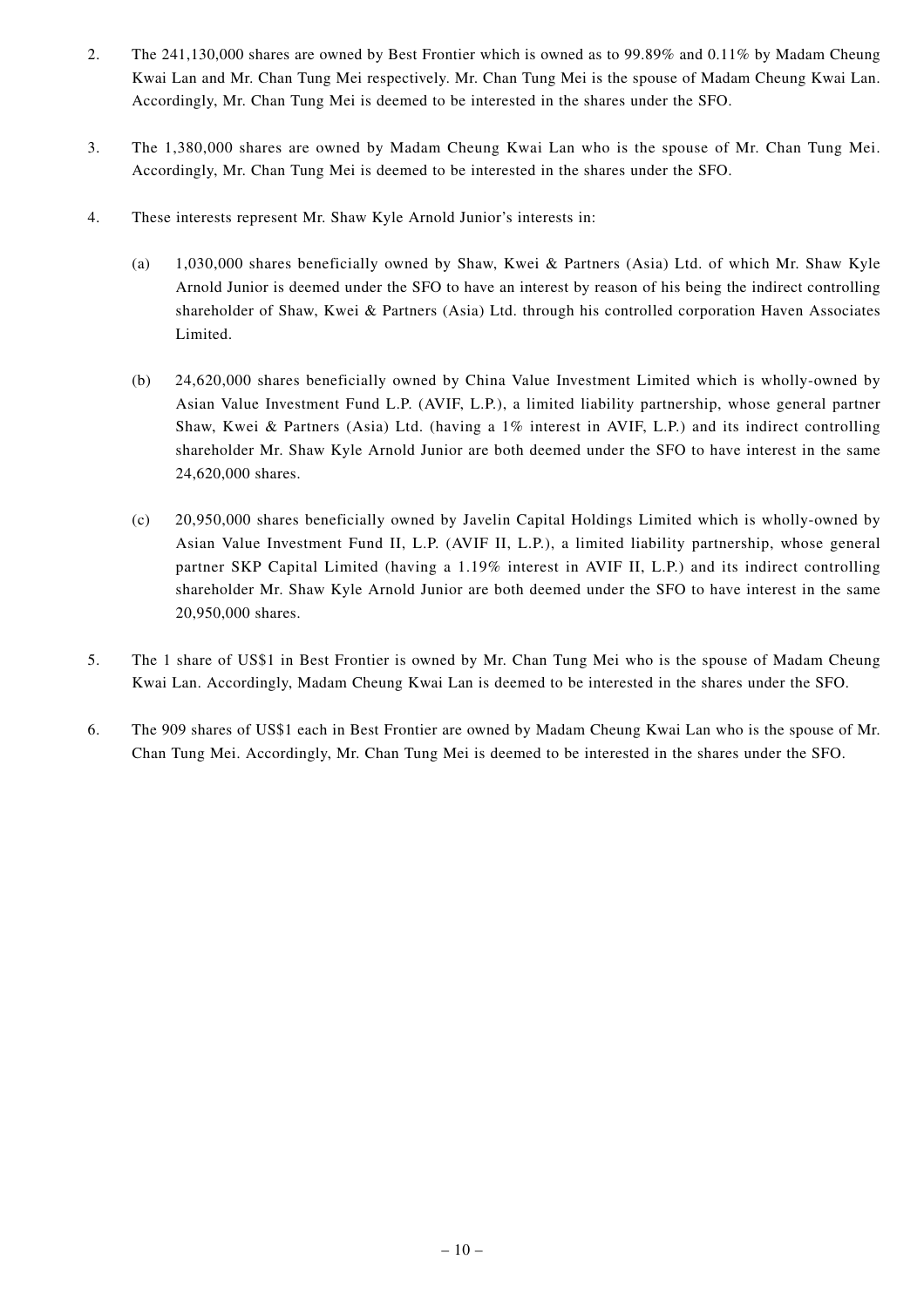2. The 241,130,000 shares are owned by Best Frontier which is owned as to 99.89% and 0.11% by Madam Cheung Kwai Lan and Mr. Chan Tung Mei respectively. Mr. Chan Tung Mei is the spouse of Madam Cheung Kwai Lan. Accordingly, Mr. Chan Tung Mei is deemed to be interested in the shares under the SFO.

3. The 1,380,000 shares are owned by Madam Cheung Kwai Lan who is the spouse of Mr. Chan Tung Mei. Accordingly, Mr. Chan Tung Mei is deemed to be interested in the shares under the SFO.

4. These interests represent Mr. Shaw Kyle Arnold Junior's interests in:

   (a) 1,030,000 shares beneficially owned by Shaw, Kwei & Partners (Asia) Ltd. of which Mr. Shaw Kyle Arnold Junior is deemed under the SFO to have an interest by reason of his being the indirect controlling shareholder of Shaw, Kwei & Partners (Asia) Ltd. through his controlled corporation Haven Associates Limited.

   (b) 24,620,000 shares beneficially owned by China Value Investment Limited which is wholly-owned by Asian Value Investment Fund L.P. (AVIF, L.P.), a limited liability partnership, whose general partner Shaw, Kwei & Partners (Asia) Ltd. (having a 1% interest in AVIF, L.P.) and its indirect controlling shareholder Mr. Shaw Kyle Arnold Junior are both deemed under the SFO to have interest in the same 24,620,000 shares.

   (c) 20,950,000 shares beneficially owned by Javelin Capital Holdings Limited which is wholly-owned by Asian Value Investment Fund II, L.P. (AVIF II, L.P.), a limited liability partnership, whose general partner SKP Capital Limited (having a 1.19% interest in AVIF II, L.P.) and its indirect controlling shareholder Mr. Shaw Kyle Arnold Junior are both deemed under the SFO to have interest in the same 20,950,000 shares.

5. The 1 share of US$1 in Best Frontier is owned by Mr. Chan Tung Mei who is the spouse of Madam Cheung Kwai Lan. Accordingly, Madam Cheung Kwai Lan is deemed to be interested in the shares under the SFO.

6. The 909 shares of US$1 each in Best Frontier are owned by Madam Cheung Kwai Lan who is the spouse of Mr. Chan Tung Mei. Accordingly, Mr. Chan Tung Mei is deemed to be interested in the shares under the SFO.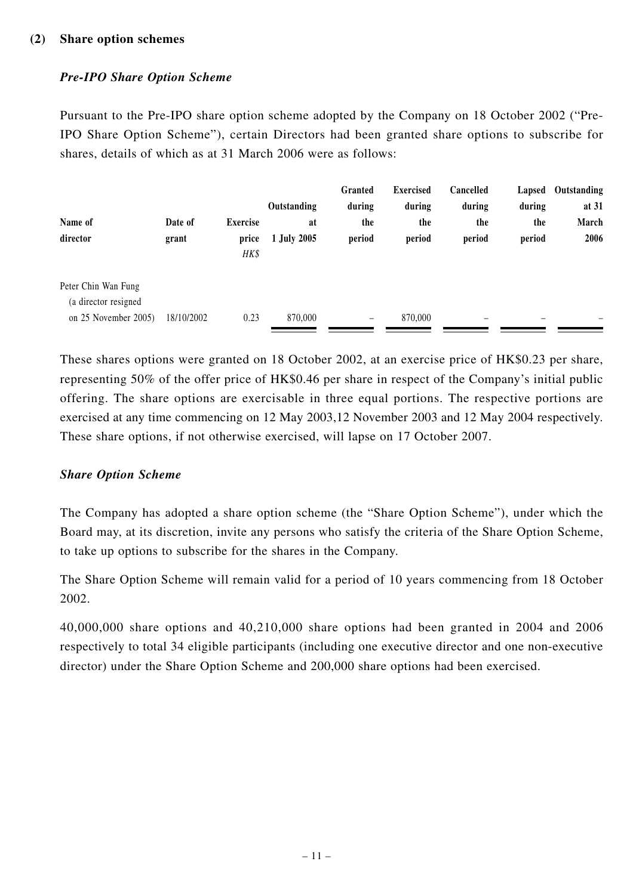## (2) Share option schemes

### *Pre-IPO Share Option Scheme*

Pursuant to the Pre-IPO share option scheme adopted by the Company on 18 October 2002 ("Pre-IPO Share Option Scheme"), certain Directors had been granted share options to subscribe for shares, details of which as at 31 March 2006 were as follows:

| Name of director | Date of grant | Exercise price *HK$* | Outstanding at 1 July 2005 | Granted during the period | Exercised during the period | Cancelled during the period | Lapsed during the period | Outstanding at 31 March 2006 |
|---|---|---|---|---|---|---|---|---|
| Peter Chin Wan Fung (a director resigned on 25 November 2005) | 18/10/2002 | 0.23 | 870,000 | – | 870,000 | – | – | – |

These shares options were granted on 18 October 2002, at an exercise price of HK$0.23 per share, representing 50% of the offer price of HK$0.46 per share in respect of the Company's initial public offering. The share options are exercisable in three equal portions. The respective portions are exercised at any time commencing on 12 May 2003,12 November 2003 and 12 May 2004 respectively. These share options, if not otherwise exercised, will lapse on 17 October 2007.

### *Share Option Scheme*

The Company has adopted a share option scheme (the "Share Option Scheme"), under which the Board may, at its discretion, invite any persons who satisfy the criteria of the Share Option Scheme, to take up options to subscribe for the shares in the Company.

The Share Option Scheme will remain valid for a period of 10 years commencing from 18 October 2002.

40,000,000 share options and 40,210,000 share options had been granted in 2004 and 2006 respectively to total 34 eligible participants (including one executive director and one non-executive director) under the Share Option Scheme and 200,000 share options had been exercised.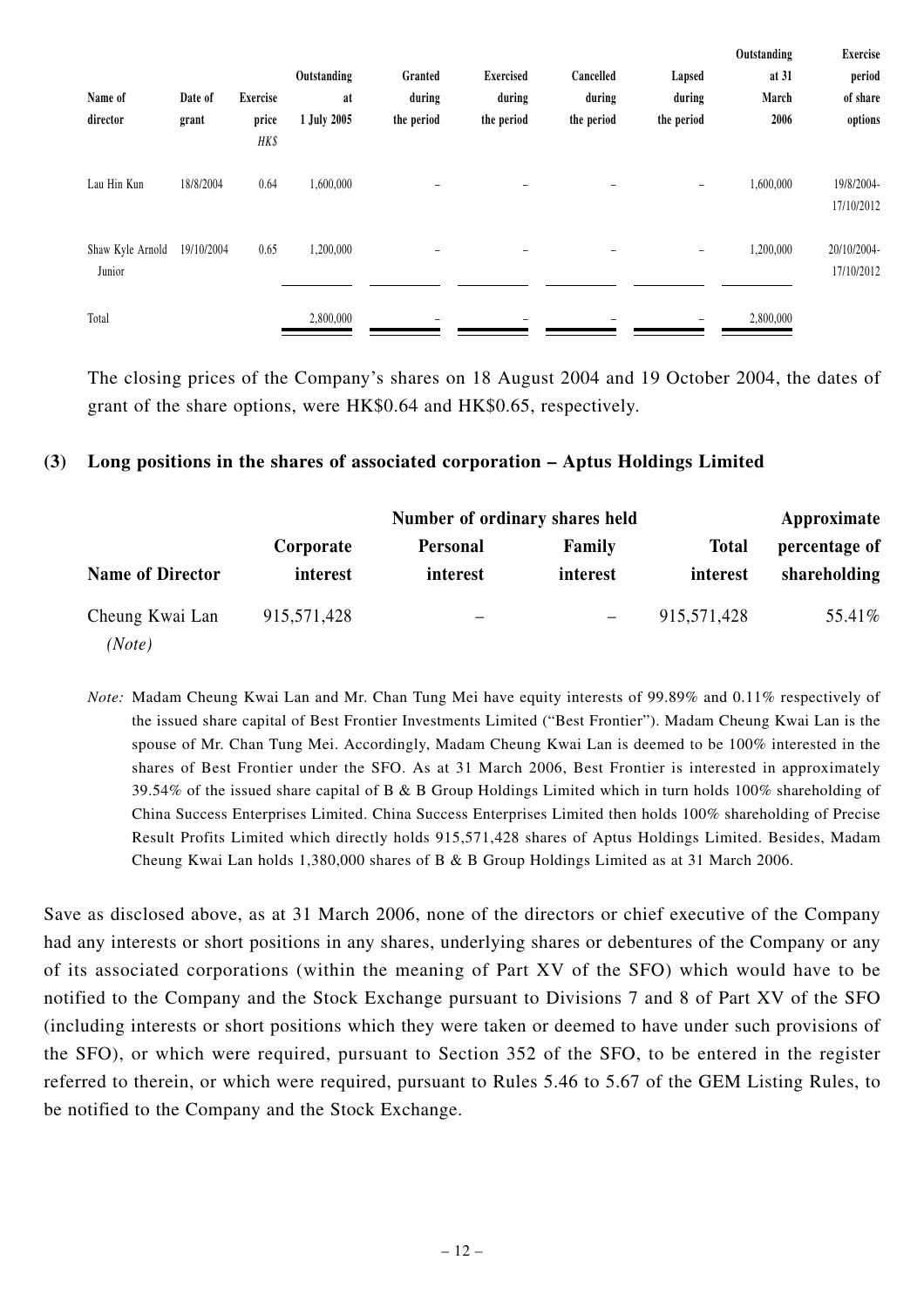| Name of director | Date of grant | Exercise price HK$ | Outstanding at 1 July 2005 | Granted during the period | Exercised during the period | Cancelled during the period | Lapsed during the period | Outstanding at 31 March 2006 | Exercise period of share options |
|---|---|---|---|---|---|---|---|---|---|
| Lau Hin Kun | 18/8/2004 | 0.64 | 1,600,000 | – | – | – | – | 1,600,000 | 19/8/2004-17/10/2012 |
| Shaw Kyle Arnold Junior | 19/10/2004 | 0.65 | 1,200,000 | – | – | – | – | 1,200,000 | 20/10/2004-17/10/2012 |
| Total | | | 2,800,000 | – | – | – | – | 2,800,000 | |

The closing prices of the Company's shares on 18 August 2004 and 19 October 2004, the dates of grant of the share options, were HK$0.64 and HK$0.65, respectively.

### (3) Long positions in the shares of associated corporation – Aptus Holdings Limited

| | Number of ordinary shares held | | | | Approximate |
|---|---|---|---|---|---|
| **Name of Director** | **Corporate interest** | **Personal interest** | **Family interest** | **Total interest** | **percentage of shareholding** |
| Cheung Kwai Lan *(Note)* | 915,571,428 | – | – | 915,571,428 | 55.41% |

*Note:* Madam Cheung Kwai Lan and Mr. Chan Tung Mei have equity interests of 99.89% and 0.11% respectively of the issued share capital of Best Frontier Investments Limited ("Best Frontier"). Madam Cheung Kwai Lan is the spouse of Mr. Chan Tung Mei. Accordingly, Madam Cheung Kwai Lan is deemed to be 100% interested in the shares of Best Frontier under the SFO. As at 31 March 2006, Best Frontier is interested in approximately 39.54% of the issued share capital of B & B Group Holdings Limited which in turn holds 100% shareholding of China Success Enterprises Limited. China Success Enterprises Limited then holds 100% shareholding of Precise Result Profits Limited which directly holds 915,571,428 shares of Aptus Holdings Limited. Besides, Madam Cheung Kwai Lan holds 1,380,000 shares of B & B Group Holdings Limited as at 31 March 2006.

Save as disclosed above, as at 31 March 2006, none of the directors or chief executive of the Company had any interests or short positions in any shares, underlying shares or debentures of the Company or any of its associated corporations (within the meaning of Part XV of the SFO) which would have to be notified to the Company and the Stock Exchange pursuant to Divisions 7 and 8 of Part XV of the SFO (including interests or short positions which they were taken or deemed to have under such provisions of the SFO), or which were required, pursuant to Section 352 of the SFO, to be entered in the register referred to therein, or which were required, pursuant to Rules 5.46 to 5.67 of the GEM Listing Rules, to be notified to the Company and the Stock Exchange.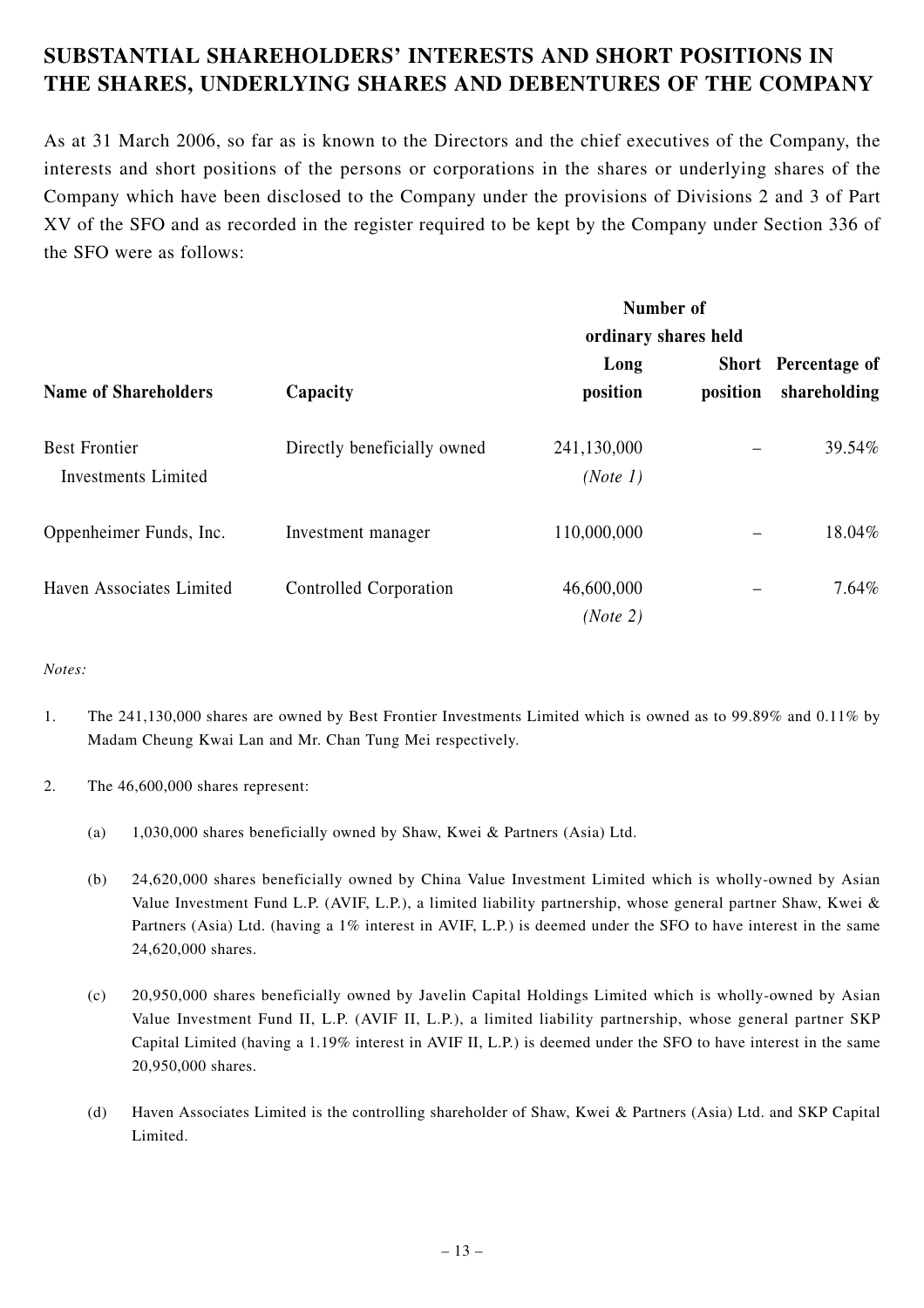## SUBSTANTIAL SHAREHOLDERS' INTERESTS AND SHORT POSITIONS IN THE SHARES, UNDERLYING SHARES AND DEBENTURES OF THE COMPANY

As at 31 March 2006, so far as is known to the Directors and the chief executives of the Company, the interests and short positions of the persons or corporations in the shares or underlying shares of the Company which have been disclosed to the Company under the provisions of Divisions 2 and 3 of Part XV of the SFO and as recorded in the register required to be kept by the Company under Section 336 of the SFO were as follows:

| Name of Shareholders | Capacity | Number of ordinary shares held Long position | Short position | Percentage of shareholding |
|---|---|---|---|---|
| Best Frontier Investments Limited | Directly beneficially owned | 241,130,000 *(Note 1)* | – | 39.54% |
| Oppenheimer Funds, Inc. | Investment manager | 110,000,000 | – | 18.04% |
| Haven Associates Limited | Controlled Corporation | 46,600,000 *(Note 2)* | – | 7.64% |

*Notes:*

1. The 241,130,000 shares are owned by Best Frontier Investments Limited which is owned as to 99.89% and 0.11% by Madam Cheung Kwai Lan and Mr. Chan Tung Mei respectively.

2. The 46,600,000 shares represent:

   (a) 1,030,000 shares beneficially owned by Shaw, Kwei & Partners (Asia) Ltd.

   (b) 24,620,000 shares beneficially owned by China Value Investment Limited which is wholly-owned by Asian Value Investment Fund L.P. (AVIF, L.P.), a limited liability partnership, whose general partner Shaw, Kwei & Partners (Asia) Ltd. (having a 1% interest in AVIF, L.P.) is deemed under the SFO to have interest in the same 24,620,000 shares.

   (c) 20,950,000 shares beneficially owned by Javelin Capital Holdings Limited which is wholly-owned by Asian Value Investment Fund II, L.P. (AVIF II, L.P.), a limited liability partnership, whose general partner SKP Capital Limited (having a 1.19% interest in AVIF II, L.P.) is deemed under the SFO to have interest in the same 20,950,000 shares.

   (d) Haven Associates Limited is the controlling shareholder of Shaw, Kwei & Partners (Asia) Ltd. and SKP Capital Limited.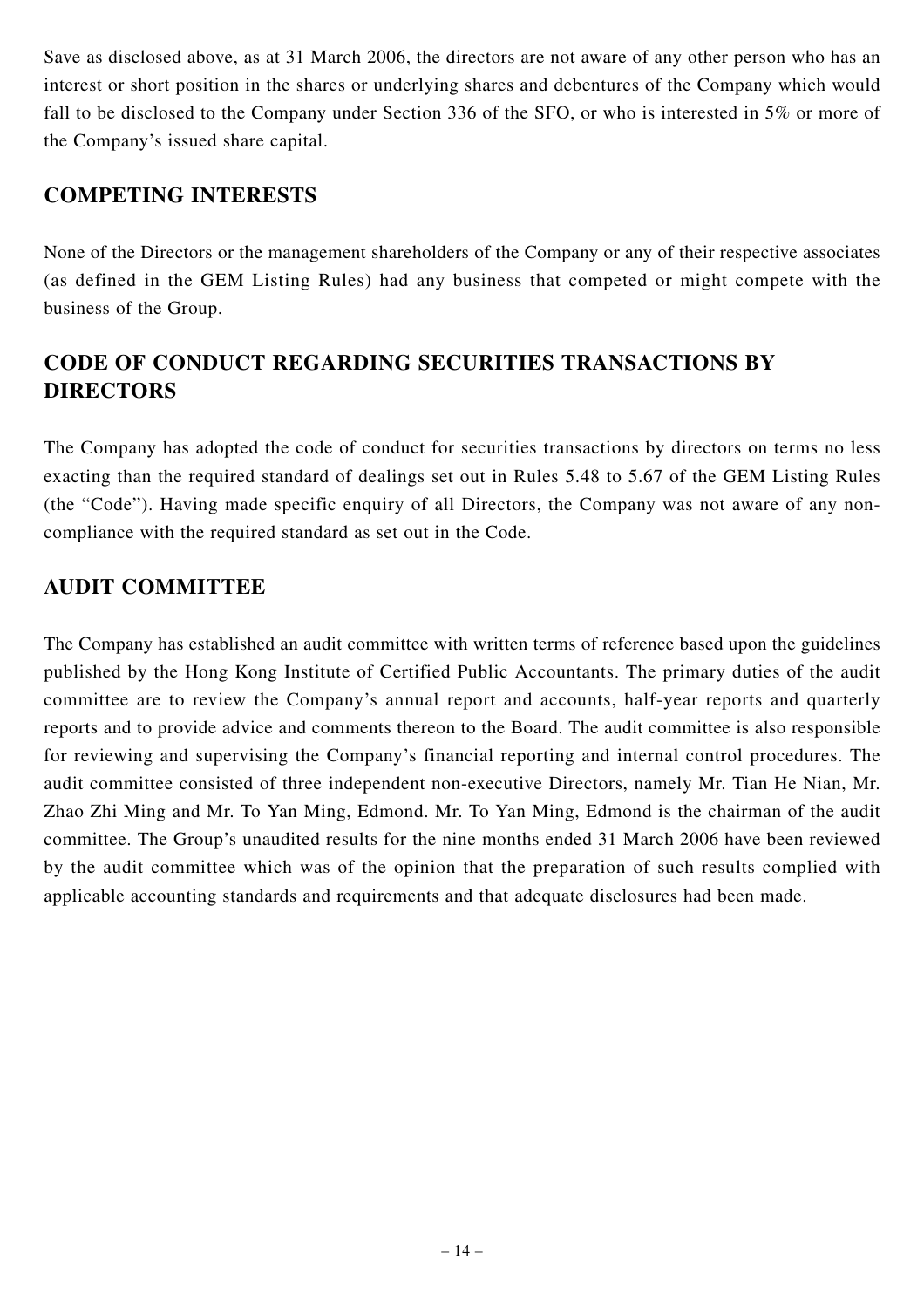Save as disclosed above, as at 31 March 2006, the directors are not aware of any other person who has an interest or short position in the shares or underlying shares and debentures of the Company which would fall to be disclosed to the Company under Section 336 of the SFO, or who is interested in 5% or more of the Company's issued share capital.

## COMPETING INTERESTS

None of the Directors or the management shareholders of the Company or any of their respective associates (as defined in the GEM Listing Rules) had any business that competed or might compete with the business of the Group.

## CODE OF CONDUCT REGARDING SECURITIES TRANSACTIONS BY DIRECTORS

The Company has adopted the code of conduct for securities transactions by directors on terms no less exacting than the required standard of dealings set out in Rules 5.48 to 5.67 of the GEM Listing Rules (the "Code"). Having made specific enquiry of all Directors, the Company was not aware of any non-compliance with the required standard as set out in the Code.

## AUDIT COMMITTEE

The Company has established an audit committee with written terms of reference based upon the guidelines published by the Hong Kong Institute of Certified Public Accountants. The primary duties of the audit committee are to review the Company's annual report and accounts, half-year reports and quarterly reports and to provide advice and comments thereon to the Board. The audit committee is also responsible for reviewing and supervising the Company's financial reporting and internal control procedures. The audit committee consisted of three independent non-executive Directors, namely Mr. Tian He Nian, Mr. Zhao Zhi Ming and Mr. To Yan Ming, Edmond. Mr. To Yan Ming, Edmond is the chairman of the audit committee. The Group's unaudited results for the nine months ended 31 March 2006 have been reviewed by the audit committee which was of the opinion that the preparation of such results complied with applicable accounting standards and requirements and that adequate disclosures had been made.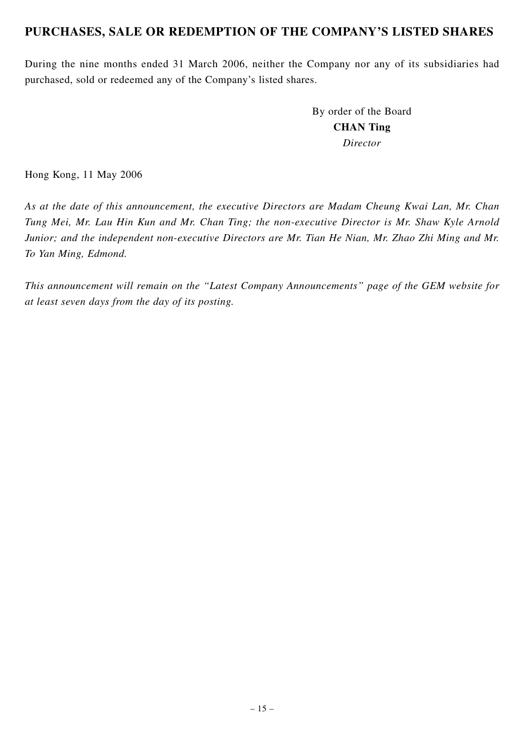## PURCHASES, SALE OR REDEMPTION OF THE COMPANY'S LISTED SHARES

During the nine months ended 31 March 2006, neither the Company nor any of its subsidiaries had purchased, sold or redeemed any of the Company's listed shares.

By order of the Board
**CHAN Ting**
*Director*

Hong Kong, 11 May 2006

*As at the date of this announcement, the executive Directors are Madam Cheung Kwai Lan, Mr. Chan Tung Mei, Mr. Lau Hin Kun and Mr. Chan Ting; the non-executive Director is Mr. Shaw Kyle Arnold Junior; and the independent non-executive Directors are Mr. Tian He Nian, Mr. Zhao Zhi Ming and Mr. To Yan Ming, Edmond.*

*This announcement will remain on the "Latest Company Announcements" page of the GEM website for at least seven days from the day of its posting.*